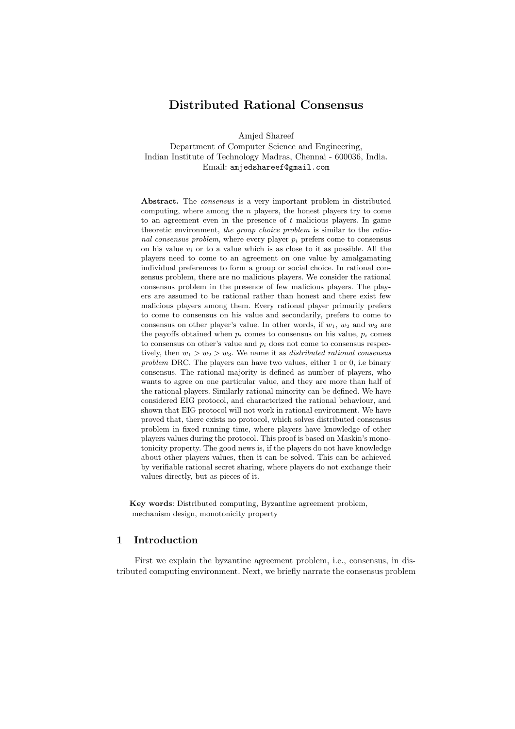# Distributed Rational Consensus

Amjed Shareef
Department of Computer Science and Engineering,
Indian Institute of Technology Madras, Chennai - 600036, India.
Email: `amjedshareef@gmail.com`

**Abstract.** The *consensus* is a very important problem in distributed computing, where among the $n$ players, the honest players try to come to an agreement even in the presence of $t$ malicious players. In game theoretic environment, *the group choice problem* is similar to the *rational consensus problem*, where every player $p_i$ prefers come to consensus on his value $v_i$ or to a value which is as close to it as possible. All the players need to come to an agreement on one value by amalgamating individual preferences to form a group or social choice. In rational consensus problem, there are no malicious players. We consider the rational consensus problem in the presence of few malicious players. The players are assumed to be rational rather than honest and there exist few malicious players among them. Every rational player primarily prefers to come to consensus on his value and secondarily, prefers to come to consensus on other player's value. In other words, if $w_1$, $w_2$ and $w_3$ are the payoffs obtained when $p_i$ comes to consensus on his value, $p_i$ comes to consensus on other's value and $p_i$ does not come to consensus respectively, then $w_1 > w_2 > w_3$. We name it as *distributed rational consensus problem* DRC. The players can have two values, either 1 or 0, i.e binary consensus. The rational majority is defined as number of players, who wants to agree on one particular value, and they are more than half of the rational players. Similarly rational minority can be defined. We have considered EIG protocol, and characterized the rational behaviour, and shown that EIG protocol will not work in rational environment. We have proved that, there exists no protocol, which solves distributed consensus problem in fixed running time, where players have knowledge of other players values during the protocol. This proof is based on Maskin's monotonicity property. The good news is, if the players do not have knowledge about other players values, then it can be solved. This can be achieved by verifiable rational secret sharing, where players do not exchange their values directly, but as pieces of it.

**Key words**: Distributed computing, Byzantine agreement problem, mechanism design, monotonicity property

## 1 Introduction

First we explain the byzantine agreement problem, i.e., consensus, in distributed computing environment. Next, we briefly narrate the consensus problem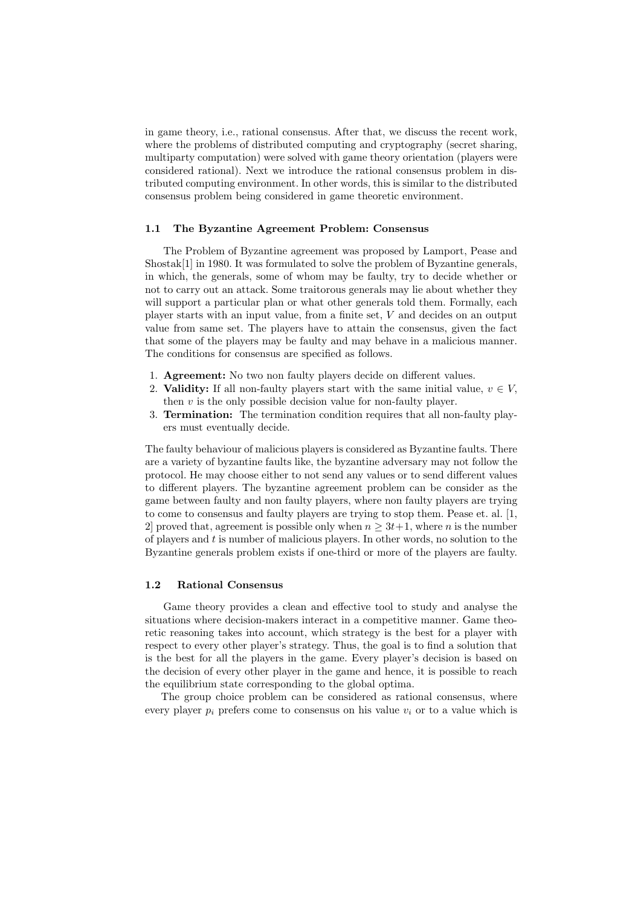in game theory, i.e., rational consensus. After that, we discuss the recent work, where the problems of distributed computing and cryptography (secret sharing, multiparty computation) were solved with game theory orientation (players were considered rational). Next we introduce the rational consensus problem in distributed computing environment. In other words, this is similar to the distributed consensus problem being considered in game theoretic environment.

### 1.1 The Byzantine Agreement Problem: Consensus

The Problem of Byzantine agreement was proposed by Lamport, Pease and Shostak[1] in 1980. It was formulated to solve the problem of Byzantine generals, in which, the generals, some of whom may be faulty, try to decide whether or not to carry out an attack. Some traitorous generals may lie about whether they will support a particular plan or what other generals told them. Formally, each player starts with an input value, from a finite set, $V$ and decides on an output value from same set. The players have to attain the consensus, given the fact that some of the players may be faulty and may behave in a malicious manner. The conditions for consensus are specified as follows.

1. **Agreement:** No two non faulty players decide on different values.
2. **Validity:** If all non-faulty players start with the same initial value, $v \in V$, then $v$ is the only possible decision value for non-faulty player.
3. **Termination:** The termination condition requires that all non-faulty players must eventually decide.

The faulty behaviour of malicious players is considered as Byzantine faults. There are a variety of byzantine faults like, the byzantine adversary may not follow the protocol. He may choose either to not send any values or to send different values to different players. The byzantine agreement problem can be consider as the game between faulty and non faulty players, where non faulty players are trying to come to consensus and faulty players are trying to stop them. Pease et. al. [1, 2] proved that, agreement is possible only when $n \geq 3t+1$, where $n$ is the number of players and $t$ is number of malicious players. In other words, no solution to the Byzantine generals problem exists if one-third or more of the players are faulty.

### 1.2 Rational Consensus

Game theory provides a clean and effective tool to study and analyse the situations where decision-makers interact in a competitive manner. Game theoretic reasoning takes into account, which strategy is the best for a player with respect to every other player's strategy. Thus, the goal is to find a solution that is the best for all the players in the game. Every player's decision is based on the decision of every other player in the game and hence, it is possible to reach the equilibrium state corresponding to the global optima.

The group choice problem can be considered as rational consensus, where every player $p_i$ prefers come to consensus on his value $v_i$ or to a value which is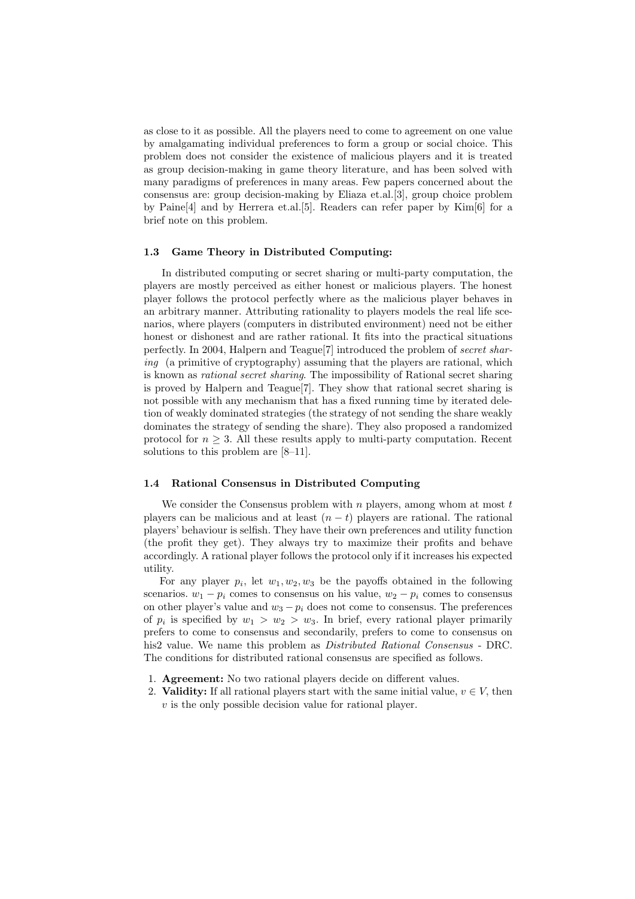as close to it as possible. All the players need to come to agreement on one value by amalgamating individual preferences to form a group or social choice. This problem does not consider the existence of malicious players and it is treated as group decision-making in game theory literature, and has been solved with many paradigms of preferences in many areas. Few papers concerned about the consensus are: group decision-making by Eliaza et.al.[3], group choice problem by Paine[4] and by Herrera et.al.[5]. Readers can refer paper by Kim[6] for a brief note on this problem.

### 1.3 Game Theory in Distributed Computing:

In distributed computing or secret sharing or multi-party computation, the players are mostly perceived as either honest or malicious players. The honest player follows the protocol perfectly where as the malicious player behaves in an arbitrary manner. Attributing rationality to players models the real life scenarios, where players (computers in distributed environment) need not be either honest or dishonest and are rather rational. It fits into the practical situations perfectly. In 2004, Halpern and Teague[7] introduced the problem of *secret sharing* (a primitive of cryptography) assuming that the players are rational, which is known as *rational secret sharing*. The impossibility of Rational secret sharing is proved by Halpern and Teague[7]. They show that rational secret sharing is not possible with any mechanism that has a fixed running time by iterated deletion of weakly dominated strategies (the strategy of not sending the share weakly dominates the strategy of sending the share). They also proposed a randomized protocol for $n \geq 3$. All these results apply to multi-party computation. Recent solutions to this problem are [8–11].

### 1.4 Rational Consensus in Distributed Computing

We consider the Consensus problem with $n$ players, among whom at most $t$ players can be malicious and at least $(n-t)$ players are rational. The rational players' behaviour is selfish. They have their own preferences and utility function (the profit they get). They always try to maximize their profits and behave accordingly. A rational player follows the protocol only if it increases his expected utility.

For any player $p_i$, let $w_1, w_2, w_3$ be the payoffs obtained in the following scenarios. $w_1 - p_i$ comes to consensus on his value, $w_2 - p_i$ comes to consensus on other player's value and $w_3 - p_i$ does not come to consensus. The preferences of $p_i$ is specified by $w_1 > w_2 > w_3$. In brief, every rational player primarily prefers to come to consensus and secondarily, prefers to come to consensus on his2 value. We name this problem as *Distributed Rational Consensus* - DRC. The conditions for distributed rational consensus are specified as follows.

1. **Agreement:** No two rational players decide on different values.
2. **Validity:** If all rational players start with the same initial value, $v \in V$, then $v$ is the only possible decision value for rational player.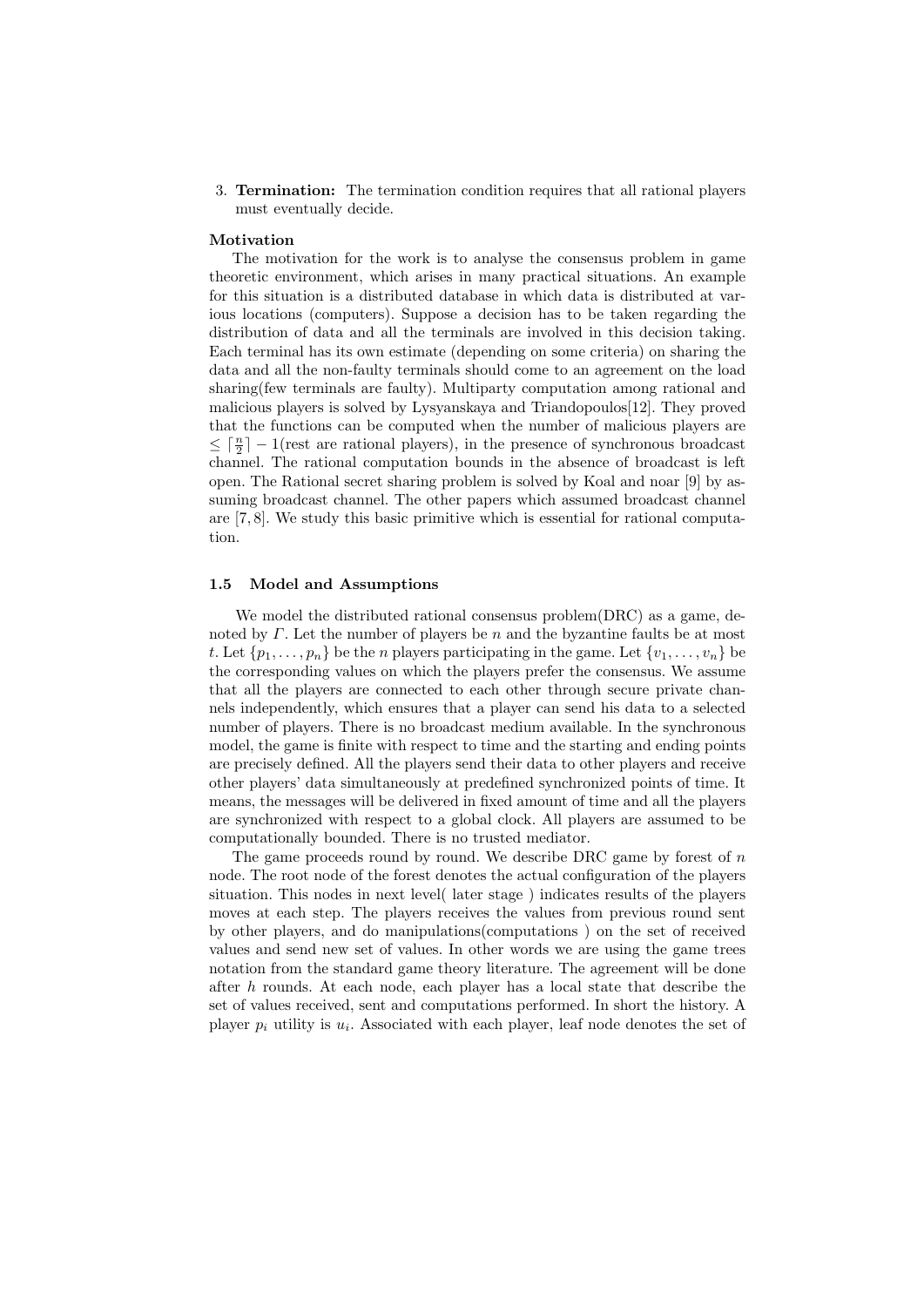3. **Termination:** The termination condition requires that all rational players must eventually decide.

**Motivation**

The motivation for the work is to analyse the consensus problem in game theoretic environment, which arises in many practical situations. An example for this situation is a distributed database in which data is distributed at various locations (computers). Suppose a decision has to be taken regarding the distribution of data and all the terminals are involved in this decision taking. Each terminal has its own estimate (depending on some criteria) on sharing the data and all the non-faulty terminals should come to an agreement on the load sharing(few terminals are faulty). Multiparty computation among rational and malicious players is solved by Lysyanskaya and Triandopoulos[12]. They proved that the functions can be computed when the number of malicious players are $\leq \lceil \frac{n}{2} \rceil - 1$(rest are rational players), in the presence of synchronous broadcast channel. The rational computation bounds in the absence of broadcast is left open. The Rational secret sharing problem is solved by Koal and noar [9] by assuming broadcast channel. The other papers which assumed broadcast channel are [7, 8]. We study this basic primitive which is essential for rational computation.

### 1.5 Model and Assumptions

We model the distributed rational consensus problem(DRC) as a game, denoted by $\Gamma$. Let the number of players be $n$ and the byzantine faults be at most $t$. Let $\{p_1, \ldots, p_n\}$ be the $n$ players participating in the game. Let $\{v_1, \ldots, v_n\}$ be the corresponding values on which the players prefer the consensus. We assume that all the players are connected to each other through secure private channels independently, which ensures that a player can send his data to a selected number of players. There is no broadcast medium available. In the synchronous model, the game is finite with respect to time and the starting and ending points are precisely defined. All the players send their data to other players and receive other players' data simultaneously at predefined synchronized points of time. It means, the messages will be delivered in fixed amount of time and all the players are synchronized with respect to a global clock. All players are assumed to be computationally bounded. There is no trusted mediator.

The game proceeds round by round. We describe DRC game by forest of $n$ node. The root node of the forest denotes the actual configuration of the players situation. This nodes in next level( later stage ) indicates results of the players moves at each step. The players receives the values from previous round sent by other players, and do manipulations(computations ) on the set of received values and send new set of values. In other words we are using the game trees notation from the standard game theory literature. The agreement will be done after $h$ rounds. At each node, each player has a local state that describe the set of values received, sent and computations performed. In short the history. A player $p_i$ utility is $u_i$. Associated with each player, leaf node denotes the set of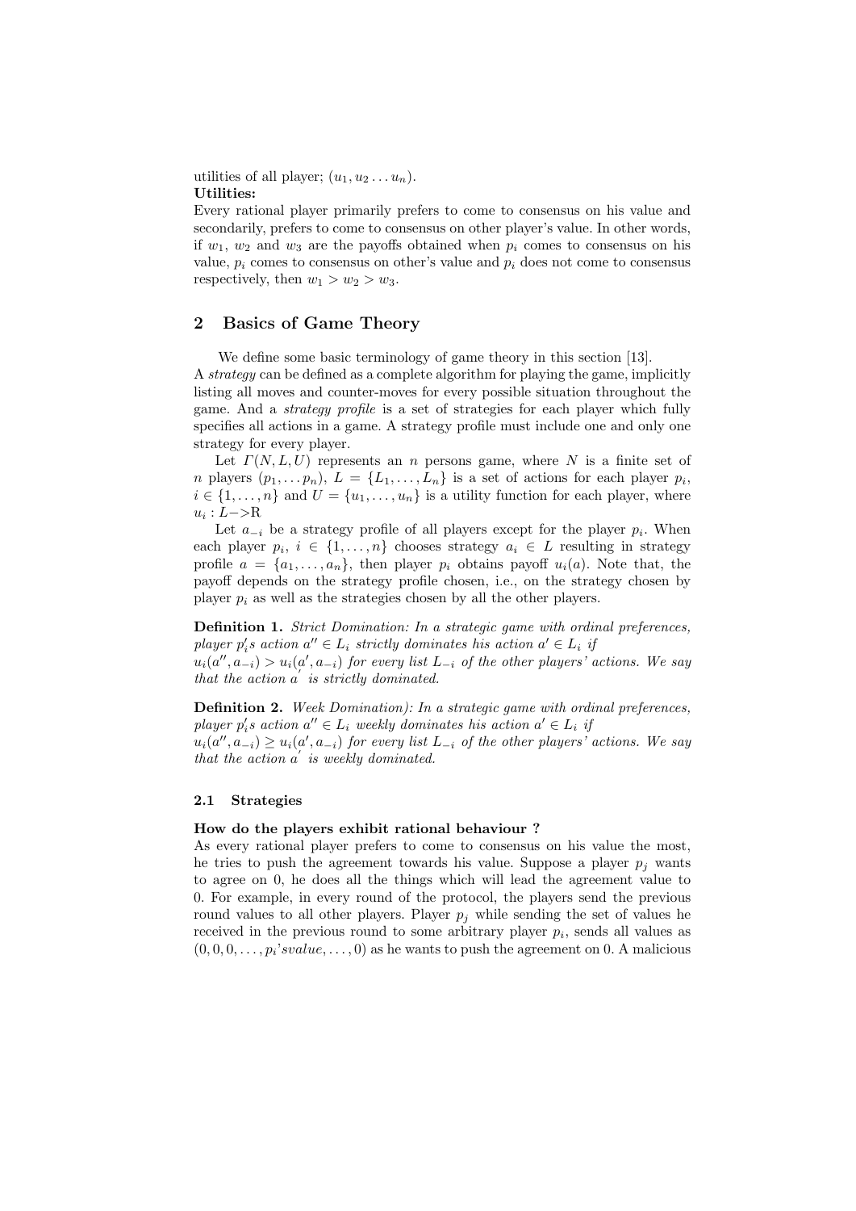utilities of all player; $(u_1, u_2 \ldots u_n)$.

**Utilities:**

Every rational player primarily prefers to come to consensus on his value and secondarily, prefers to come to consensus on other player's value. In other words, if $w_1$, $w_2$ and $w_3$ are the payoffs obtained when $p_i$ comes to consensus on his value, $p_i$ comes to consensus on other's value and $p_i$ does not come to consensus respectively, then $w_1 > w_2 > w_3$.

## 2 Basics of Game Theory

We define some basic terminology of game theory in this section [13].
A *strategy* can be defined as a complete algorithm for playing the game, implicitly listing all moves and counter-moves for every possible situation throughout the game. And a *strategy profile* is a set of strategies for each player which fully specifies all actions in a game. A strategy profile must include one and only one strategy for every player.

Let $\Gamma(N, L, U)$ represents an $n$ persons game, where $N$ is a finite set of $n$ players $(p_1, \ldots p_n)$, $L = \{L_1, \ldots, L_n\}$ is a set of actions for each player $p_i$, $i \in \{1, \ldots, n\}$ and $U = \{u_1, \ldots, u_n\}$ is a utility function for each player, where $u_i : L \text{−>} \mathrm{R}$

Let $a_{-i}$ be a strategy profile of all players except for the player $p_i$. When each player $p_i$, $i \in \{1, \ldots, n\}$ chooses strategy $a_i \in L$ resulting in strategy profile $a = \{a_1, \ldots, a_n\}$, then player $p_i$ obtains payoff $u_i(a)$. Note that, the payoff depends on the strategy profile chosen, i.e., on the strategy chosen by player $p_i$ as well as the strategies chosen by all the other players.

**Definition 1.** *Strict Domination: In a strategic game with ordinal preferences, player $p_i'$s action $a'' \in L_i$ strictly dominates his action $a' \in L_i$ if*
$u_i(a'', a_{-i}) > u_i(a', a_{-i})$ *for every list $L_{-i}$ of the other players' actions. We say that the action $a^{'}$ is strictly dominated.*

**Definition 2.** *Week Domination): In a strategic game with ordinal preferences, player $p_i'$s action $a'' \in L_i$ weekly dominates his action $a' \in L_i$ if*
$u_i(a'', a_{-i}) \geq u_i(a', a_{-i})$ *for every list $L_{-i}$ of the other players' actions. We say that the action $a^{'}$ is weekly dominated.*

### 2.1 Strategies

**How do the players exhibit rational behaviour ?**

As every rational player prefers to come to consensus on his value the most, he tries to push the agreement towards his value. Suppose a player $p_j$ wants to agree on 0, he does all the things which will lead the agreement value to 0. For example, in every round of the protocol, the players send the previous round values to all other players. Player $p_j$ while sending the set of values he received in the previous round to some arbitrary player $p_i$, sends all values as $(0, 0, 0, \ldots, p_i'svalue, \ldots, 0)$ as he wants to push the agreement on 0. A malicious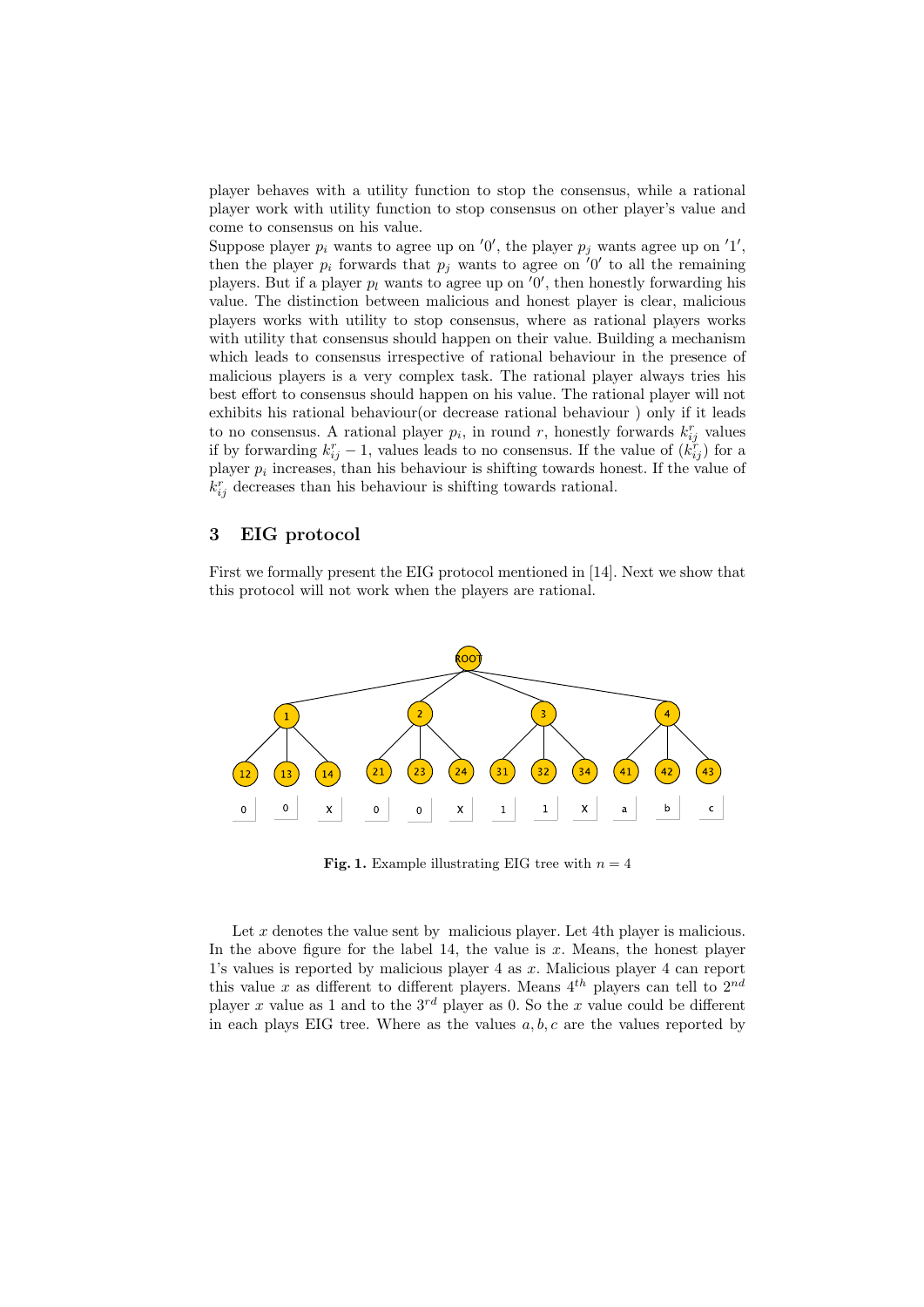player behaves with a utility function to stop the consensus, while a rational player work with utility function to stop consensus on other player's value and come to consensus on his value.
Suppose player $p_i$ wants to agree up on $'0'$, the player $p_j$ wants agree up on $'1'$, then the player $p_i$ forwards that $p_j$ wants to agree on $'0'$ to all the remaining players. But if a player $p_l$ wants to agree up on $'0'$, then honestly forwarding his value. The distinction between malicious and honest player is clear, malicious players works with utility to stop consensus, where as rational players works with utility that consensus should happen on their value. Building a mechanism which leads to consensus irrespective of rational behaviour in the presence of malicious players is a very complex task. The rational player always tries his best effort to consensus should happen on his value. The rational player will not exhibits his rational behaviour(or decrease rational behaviour ) only if it leads to no consensus. A rational player $p_i$, in round $r$, honestly forwards $k_{ij}^r$ values if by forwarding $k_{ij}^r - 1$, values leads to no consensus. If the value of $(k_{ij}^r)$ for a player $p_i$ increases, than his behaviour is shifting towards honest. If the value of $k_{ij}^r$ decreases than his behaviour is shifting towards rational.

## 3 EIG protocol

First we formally present the EIG protocol mentioned in [14]. Next we show that this protocol will not work when the players are rational.

**Fig. 1.** Example illustrating EIG tree with $n = 4$

Let $x$ denotes the value sent by malicious player. Let 4th player is malicious. In the above figure for the label 14, the value is $x$. Means, the honest player 1's values is reported by malicious player 4 as $x$. Malicious player 4 can report this value $x$ as different to different players. Means $4^{th}$ players can tell to $2^{nd}$ player $x$ value as 1 and to the $3^{rd}$ player as 0. So the $x$ value could be different in each plays EIG tree. Where as the values $a, b, c$ are the values reported by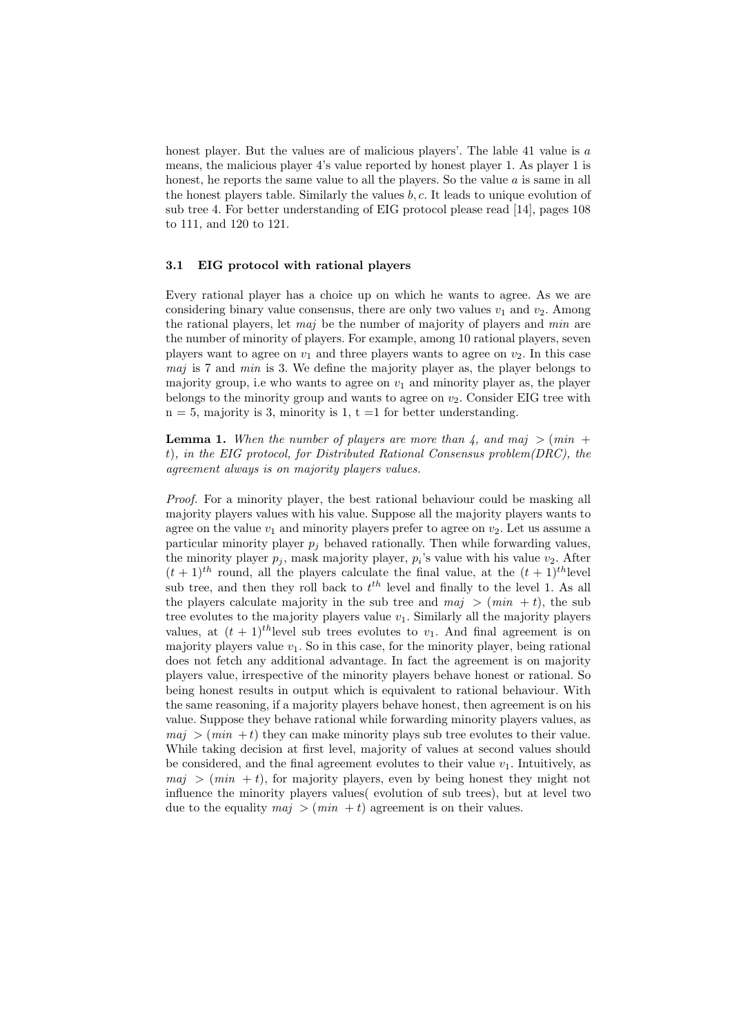honest player. But the values are of malicious players'. The lable 41 value is $a$ means, the malicious player 4's value reported by honest player 1. As player 1 is honest, he reports the same value to all the players. So the value $a$ is same in all the honest players table. Similarly the values $b, c$. It leads to unique evolution of sub tree 4. For better understanding of EIG protocol please read [14], pages 108 to 111, and 120 to 121.

### 3.1 EIG protocol with rational players

Every rational player has a choice up on which he wants to agree. As we are considering binary value consensus, there are only two values $v_1$ and $v_2$. Among the rational players, let $maj$ be the number of majority of players and $min$ are the number of minority of players. For example, among 10 rational players, seven players want to agree on $v_1$ and three players wants to agree on $v_2$. In this case $maj$ is 7 and $min$ is 3. We define the majority player as, the player belongs to majority group, i.e who wants to agree on $v_1$ and minority player as, the player belongs to the minority group and wants to agree on $v_2$. Consider EIG tree with n = 5, majority is 3, minority is 1, t =1 for better understanding.

**Lemma 1.** *When the number of players are more than 4, and $maj > (min + t)$, in the EIG protocol, for Distributed Rational Consensus problem(DRC), the agreement always is on majority players values.*

*Proof.* For a minority player, the best rational behaviour could be masking all majority players values with his value. Suppose all the majority players wants to agree on the value $v_1$ and minority players prefer to agree on $v_2$. Let us assume a particular minority player $p_j$ behaved rationally. Then while forwarding values, the minority player $p_j$, mask majority player, $p_i$'s value with his value $v_2$. After $(t+1)^{th}$ round, all the players calculate the final value, at the $(t+1)^{th}$level sub tree, and then they roll back to $t^{th}$ level and finally to the level 1. As all the players calculate majority in the sub tree and $maj > (min + t)$, the sub tree evolutes to the majority players value $v_1$. Similarly all the majority players values, at $(t+1)^{th}$level sub trees evolutes to $v_1$. And final agreement is on majority players value $v_1$. So in this case, for the minority player, being rational does not fetch any additional advantage. In fact the agreement is on majority players value, irrespective of the minority players behave honest or rational. So being honest results in output which is equivalent to rational behaviour. With the same reasoning, if a majority players behave honest, then agreement is on his value. Suppose they behave rational while forwarding minority players values, as $maj > (min + t)$ they can make minority plays sub tree evolutes to their value. While taking decision at first level, majority of values at second values should be considered, and the final agreement evolutes to their value $v_1$. Intuitively, as $maj > (min + t)$, for majority players, even by being honest they might not influence the minority players values( evolution of sub trees), but at level two due to the equality $maj > (min + t)$ agreement is on their values.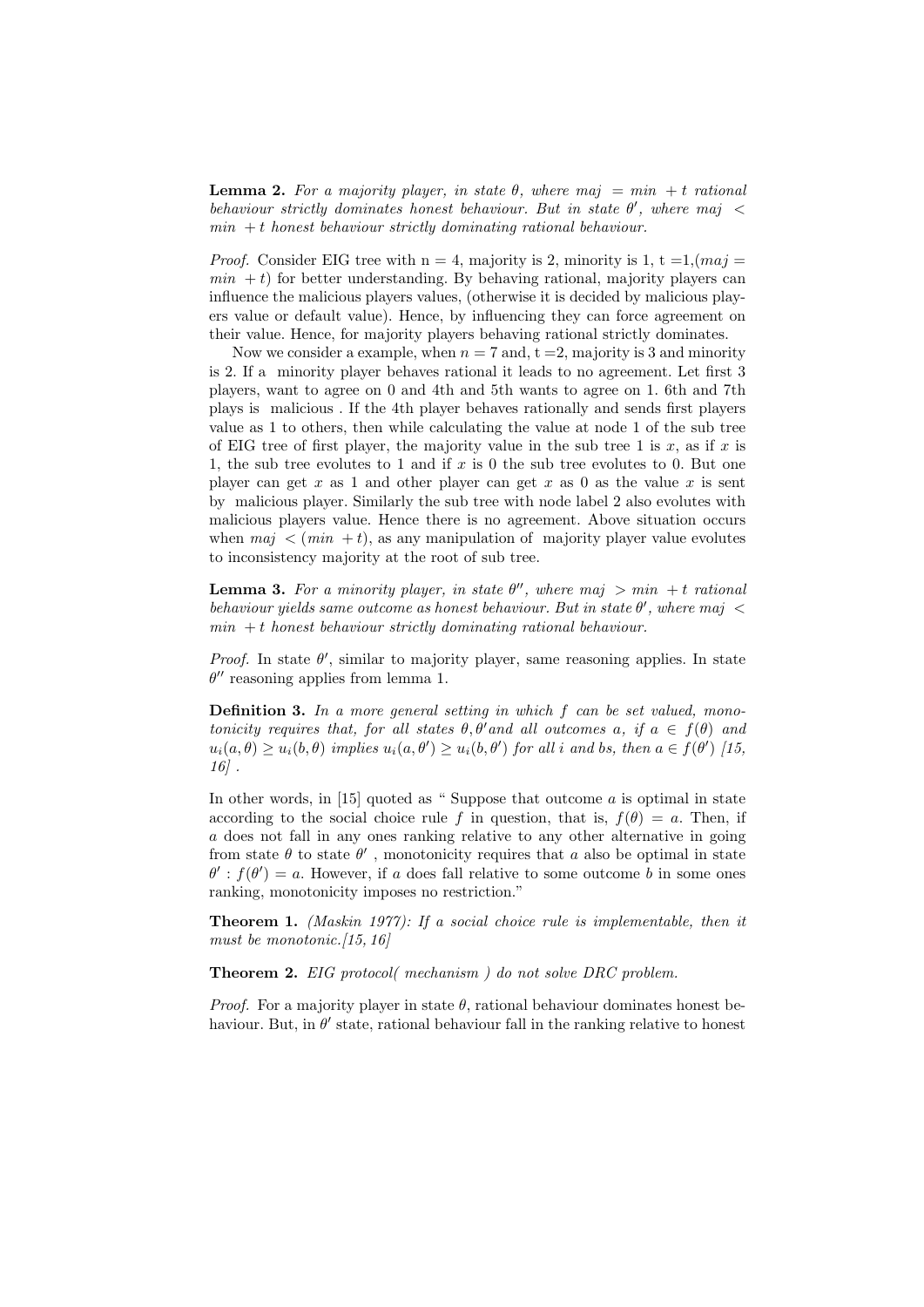**Lemma 2.** *For a majority player, in state $\theta$, where $maj = min + t$ rational behaviour strictly dominates honest behaviour. But in state $\theta'$, where $maj < min + t$ honest behaviour strictly dominating rational behaviour.*

*Proof.* Consider EIG tree with n = 4, majority is 2, minority is 1, t =1,($maj = min + t$) for better understanding. By behaving rational, majority players can influence the malicious players values, (otherwise it is decided by malicious players value or default value). Hence, by influencing they can force agreement on their value. Hence, for majority players behaving rational strictly dominates.

Now we consider a example, when $n = 7$ and, t =2, majority is 3 and minority is 2. If a minority player behaves rational it leads to no agreement. Let first 3 players, want to agree on 0 and 4th and 5th wants to agree on 1. 6th and 7th plays is malicious . If the 4th player behaves rationally and sends first players value as 1 to others, then while calculating the value at node 1 of the sub tree of EIG tree of first player, the majority value in the sub tree 1 is $x$, as if $x$ is 1, the sub tree evolutes to 1 and if $x$ is 0 the sub tree evolutes to 0. But one player can get $x$ as 1 and other player can get $x$ as 0 as the value $x$ is sent by malicious player. Similarly the sub tree with node label 2 also evolutes with malicious players value. Hence there is no agreement. Above situation occurs when $maj < (min + t)$, as any manipulation of majority player value evolutes to inconsistency majority at the root of sub tree.

**Lemma 3.** *For a minority player, in state $\theta''$, where $maj > min + t$ rational behaviour yields same outcome as honest behaviour. But in state $\theta'$, where $maj < min + t$ honest behaviour strictly dominating rational behaviour.*

*Proof.* In state $\theta'$, similar to majority player, same reasoning applies. In state $\theta''$ reasoning applies from lemma 1.

**Definition 3.** *In a more general setting in which f can be set valued, monotonicity requires that, for all states $\theta, \theta'$ and all outcomes a, if $a \in f(\theta)$ and $u_i(a, \theta) \geq u_i(b, \theta)$ implies $u_i(a, \theta') \geq u_i(b, \theta')$ for all i and bs, then $a \in f(\theta')$ [15, 16] .*

In other words, in [15] quoted as " Suppose that outcome $a$ is optimal in state according to the social choice rule $f$ in question, that is, $f(\theta) = a$. Then, if $a$ does not fall in any ones ranking relative to any other alternative in going from state $\theta$ to state $\theta'$ , monotonicity requires that $a$ also be optimal in state $\theta' : f(\theta') = a$. However, if $a$ does fall relative to some outcome $b$ in some ones ranking, monotonicity imposes no restriction."

**Theorem 1.** *(Maskin 1977): If a social choice rule is implementable, then it must be monotonic.[15, 16]*

**Theorem 2.** *EIG protocol( mechanism ) do not solve DRC problem.*

*Proof.* For a majority player in state $\theta$, rational behaviour dominates honest behaviour. But, in $\theta'$ state, rational behaviour fall in the ranking relative to honest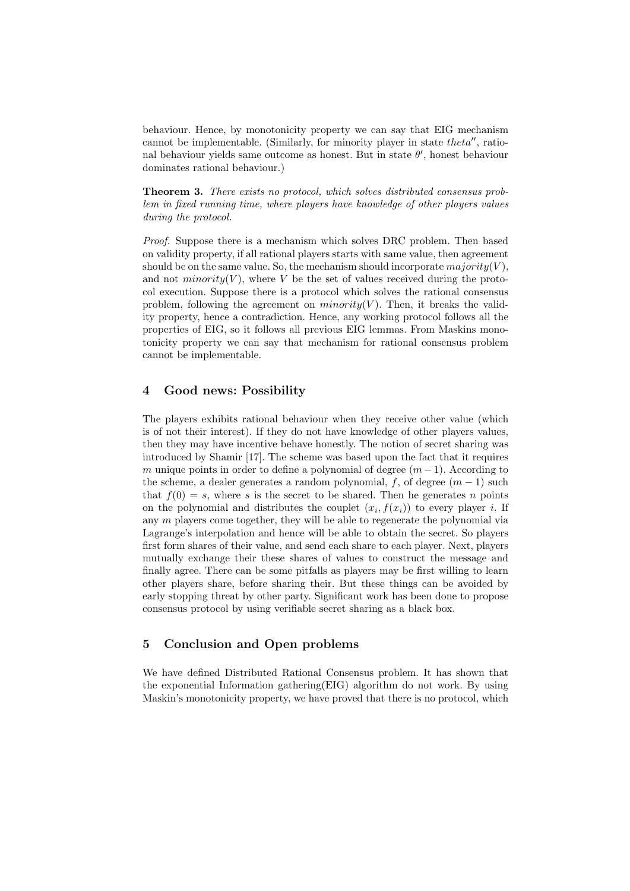behaviour. Hence, by monotonicity property we can say that EIG mechanism cannot be implementable. (Similarly, for minority player in state $theta''$, rational behaviour yields same outcome as honest. But in state $\theta'$, honest behaviour dominates rational behaviour.)

**Theorem 3.** *There exists no protocol, which solves distributed consensus problem in fixed running time, where players have knowledge of other players values during the protocol.*

*Proof.* Suppose there is a mechanism which solves DRC problem. Then based on validity property, if all rational players starts with same value, then agreement should be on the same value. So, the mechanism should incorporate $majority(V)$, and not $minority(V)$, where $V$ be the set of values received during the protocol execution. Suppose there is a protocol which solves the rational consensus problem, following the agreement on $minority(V)$. Then, it breaks the validity property, hence a contradiction. Hence, any working protocol follows all the properties of EIG, so it follows all previous EIG lemmas. From Maskins monotonicity property we can say that mechanism for rational consensus problem cannot be implementable.

## 4 Good news: Possibility

The players exhibits rational behaviour when they receive other value (which is of not their interest). If they do not have knowledge of other players values, then they may have incentive behave honestly. The notion of secret sharing was introduced by Shamir [17]. The scheme was based upon the fact that it requires $m$ unique points in order to define a polynomial of degree $(m-1)$. According to the scheme, a dealer generates a random polynomial, $f$, of degree $(m-1)$ such that $f(0) = s$, where $s$ is the secret to be shared. Then he generates $n$ points on the polynomial and distributes the couplet $(x_i, f(x_i))$ to every player $i$. If any $m$ players come together, they will be able to regenerate the polynomial via Lagrange's interpolation and hence will be able to obtain the secret. So players first form shares of their value, and send each share to each player. Next, players mutually exchange their these shares of values to construct the message and finally agree. There can be some pitfalls as players may be first willing to learn other players share, before sharing their. But these things can be avoided by early stopping threat by other party. Significant work has been done to propose consensus protocol by using verifiable secret sharing as a black box.

## 5 Conclusion and Open problems

We have defined Distributed Rational Consensus problem. It has shown that the exponential Information gathering(EIG) algorithm do not work. By using Maskin's monotonicity property, we have proved that there is no protocol, which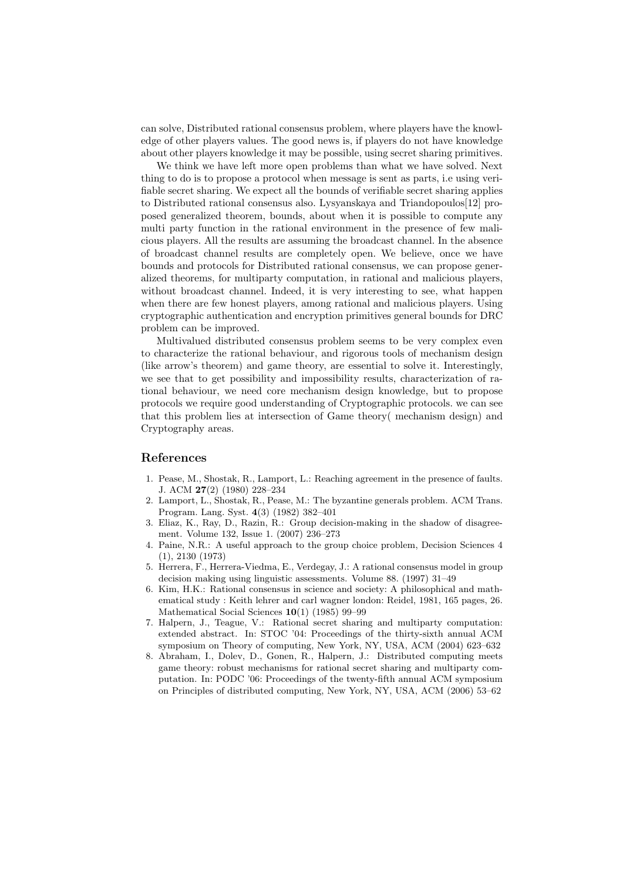can solve, Distributed rational consensus problem, where players have the knowledge of other players values. The good news is, if players do not have knowledge about other players knowledge it may be possible, using secret sharing primitives.

We think we have left more open problems than what we have solved. Next thing to do is to propose a protocol when message is sent as parts, i.e using verifiable secret sharing. We expect all the bounds of verifiable secret sharing applies to Distributed rational consensus also. Lysyanskaya and Triandopoulos[12] proposed generalized theorem, bounds, about when it is possible to compute any multi party function in the rational environment in the presence of few malicious players. All the results are assuming the broadcast channel. In the absence of broadcast channel results are completely open. We believe, once we have bounds and protocols for Distributed rational consensus, we can propose generalized theorems, for multiparty computation, in rational and malicious players, without broadcast channel. Indeed, it is very interesting to see, what happen when there are few honest players, among rational and malicious players. Using cryptographic authentication and encryption primitives general bounds for DRC problem can be improved.

Multivalued distributed consensus problem seems to be very complex even to characterize the rational behaviour, and rigorous tools of mechanism design (like arrow's theorem) and game theory, are essential to solve it. Interestingly, we see that to get possibility and impossibility results, characterization of rational behaviour, we need core mechanism design knowledge, but to propose protocols we require good understanding of Cryptographic protocols. we can see that this problem lies at intersection of Game theory( mechanism design) and Cryptography areas.

## References

1. Pease, M., Shostak, R., Lamport, L.: Reaching agreement in the presence of faults. J. ACM **27**(2) (1980) 228–234
2. Lamport, L., Shostak, R., Pease, M.: The byzantine generals problem. ACM Trans. Program. Lang. Syst. **4**(3) (1982) 382–401
3. Eliaz, K., Ray, D., Razin, R.: Group decision-making in the shadow of disagreement. Volume 132, Issue 1. (2007) 236–273
4. Paine, N.R.: A useful approach to the group choice problem, Decision Sciences 4 (1), 2130 (1973)
5. Herrera, F., Herrera-Viedma, E., Verdegay, J.: A rational consensus model in group decision making using linguistic assessments. Volume 88. (1997) 31–49
6. Kim, H.K.: Rational consensus in science and society: A philosophical and mathematical study : Keith lehrer and carl wagner london: Reidel, 1981, 165 pages, 26. Mathematical Social Sciences **10**(1) (1985) 99–99
7. Halpern, J., Teague, V.: Rational secret sharing and multiparty computation: extended abstract. In: STOC '04: Proceedings of the thirty-sixth annual ACM symposium on Theory of computing, New York, NY, USA, ACM (2004) 623–632
8. Abraham, I., Dolev, D., Gonen, R., Halpern, J.: Distributed computing meets game theory: robust mechanisms for rational secret sharing and multiparty computation. In: PODC '06: Proceedings of the twenty-fifth annual ACM symposium on Principles of distributed computing, New York, NY, USA, ACM (2006) 53–62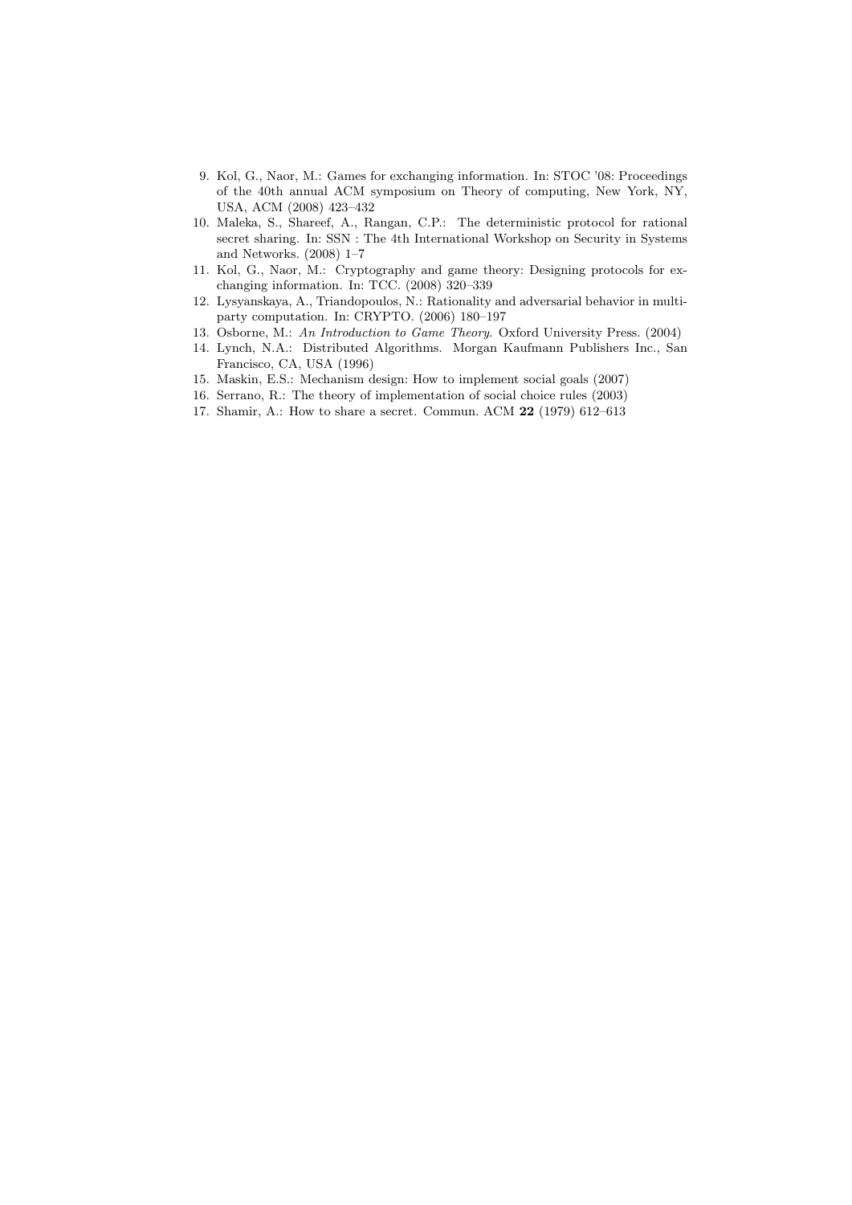9. Kol, G., Naor, M.: Games for exchanging information. In: STOC '08: Proceedings of the 40th annual ACM symposium on Theory of computing, New York, NY, USA, ACM (2008) 423–432
10. Maleka, S., Shareef, A., Rangan, C.P.: The deterministic protocol for rational secret sharing. In: SSN : The 4th International Workshop on Security in Systems and Networks. (2008) 1–7
11. Kol, G., Naor, M.: Cryptography and game theory: Designing protocols for exchanging information. In: TCC. (2008) 320–339
12. Lysyanskaya, A., Triandopoulos, N.: Rationality and adversarial behavior in multi-party computation. In: CRYPTO. (2006) 180–197
13. Osborne, M.: *An Introduction to Game Theory*. Oxford University Press. (2004)
14. Lynch, N.A.: Distributed Algorithms. Morgan Kaufmann Publishers Inc., San Francisco, CA, USA (1996)
15. Maskin, E.S.: Mechanism design: How to implement social goals (2007)
16. Serrano, R.: The theory of implementation of social choice rules (2003)
17. Shamir, A.: How to share a secret. Commun. ACM **22** (1979) 612–613